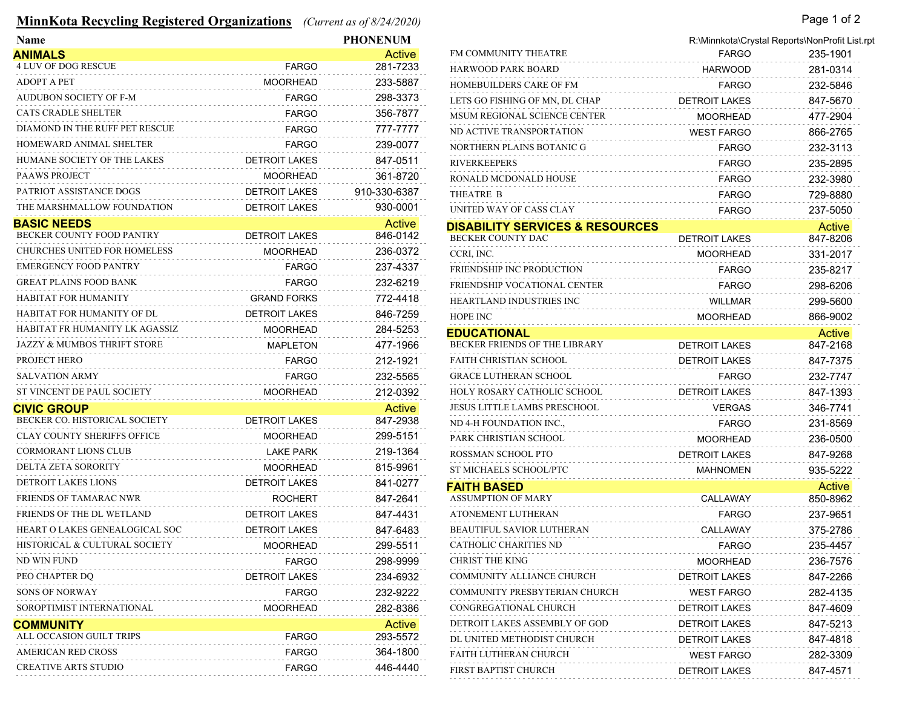# MinnKota Recycling Registered Organizations

*(Current as of 8/24/2020)*

R:\Minnkota\Crystal Reports\NonProfit List.rpt

| Name | | PHONENUM |
|---|---|---|
| **ANIMALS** | | **Active** |
| 4 LUV OF DOG RESCUE | FARGO | 281-7233 |
| ADOPT A PET | MOORHEAD | 233-5887 |
| AUDUBON SOCIETY OF F-M | FARGO | 298-3373 |
| CATS CRADLE SHELTER | FARGO | 356-7877 |
| DIAMOND IN THE RUFF PET RESCUE | FARGO | 777-7777 |
| HOMEWARD ANIMAL SHELTER | FARGO | 239-0077 |
| HUMANE SOCIETY OF THE LAKES | DETROIT LAKES | 847-0511 |
| PAAWS PROJECT | MOORHEAD | 361-8720 |
| PATRIOT ASSISTANCE DOGS | DETROIT LAKES | 910-330-6387 |
| THE MARSHMALLOW FOUNDATION | DETROIT LAKES | 930-0001 |
| **BASIC NEEDS** | | **Active** |
| BECKER COUNTY FOOD PANTRY | DETROIT LAKES | 846-0142 |
| CHURCHES UNITED FOR HOMELESS | MOORHEAD | 236-0372 |
| EMERGENCY FOOD PANTRY | FARGO | 237-4337 |
| GREAT PLAINS FOOD BANK | FARGO | 232-6219 |
| HABITAT FOR HUMANITY | GRAND FORKS | 772-4418 |
| HABITAT FOR HUMANITY OF DL | DETROIT LAKES | 846-7259 |
| HABITAT FR HUMANITY LK AGASSIZ | MOORHEAD | 284-5253 |
| JAZZY & MUMBOS THRIFT STORE | MAPLETON | 477-1966 |
| PROJECT HERO | FARGO | 212-1921 |
| SALVATION ARMY | FARGO | 232-5565 |
| ST VINCENT DE PAUL SOCIETY | MOORHEAD | 212-0392 |
| **CIVIC GROUP** | | **Active** |
| BECKER CO. HISTORICAL SOCIETY | DETROIT LAKES | 847-2938 |
| CLAY COUNTY SHERIFFS OFFICE | MOORHEAD | 299-5151 |
| CORMORANT LIONS CLUB | LAKE PARK | 219-1364 |
| DELTA ZETA SORORITY | MOORHEAD | 815-9961 |
| DETROIT LAKES LIONS | DETROIT LAKES | 841-0277 |
| FRIENDS OF TAMARAC NWR | ROCHERT | 847-2641 |
| FRIENDS OF THE DL WETLAND | DETROIT LAKES | 847-4431 |
| HEART O LAKES GENEALOGICAL SOC | DETROIT LAKES | 847-6483 |
| HISTORICAL & CULTURAL SOCIETY | MOORHEAD | 299-5511 |
| ND WIN FUND | FARGO | 298-9999 |
| PEO CHAPTER DQ | DETROIT LAKES | 234-6932 |
| SONS OF NORWAY | FARGO | 232-9222 |
| SOROPTIMIST INTERNATIONAL | MOORHEAD | 282-8386 |
| **COMMUNITY** | | **Active** |
| ALL OCCASION GUILT TRIPS | FARGO | 293-5572 |
| AMERICAN RED CROSS | FARGO | 364-1800 |
| CREATIVE ARTS STUDIO | FARGO | 446-4440 |
| FM COMMUNITY THEATRE | FARGO | 235-1901 |
| HARWOOD PARK BOARD | HARWOOD | 281-0314 |
| HOMEBUILDERS CARE OF FM | FARGO | 232-5846 |
| LETS GO FISHING OF MN, DL CHAP | DETROIT LAKES | 847-5670 |
| MSUM REGIONAL SCIENCE CENTER | MOORHEAD | 477-2904 |
| ND ACTIVE TRANSPORTATION | WEST FARGO | 866-2765 |
| NORTHERN PLAINS BOTANIC G | FARGO | 232-3113 |
| RIVERKEEPERS | FARGO | 235-2895 |
| RONALD MCDONALD HOUSE | FARGO | 232-3980 |
| THEATRE B | FARGO | 729-8880 |
| UNITED WAY OF CASS CLAY | FARGO | 237-5050 |
| **DISABILITY SERVICES & RESOURCES** | | **Active** |
| BECKER COUNTY DAC | DETROIT LAKES | 847-8206 |
| CCRI, INC. | MOORHEAD | 331-2017 |
| FRIENDSHIP INC PRODUCTION | FARGO | 235-8217 |
| FRIENDSHIP VOCATIONAL CENTER | FARGO | 298-6206 |
| HEARTLAND INDUSTRIES INC | WILLMAR | 299-5600 |
| HOPE INC | MOORHEAD | 866-9002 |
| **EDUCATIONAL** | | **Active** |
| BECKER FRIENDS OF THE LIBRARY | DETROIT LAKES | 847-2168 |
| FAITH CHRISTIAN SCHOOL | DETROIT LAKES | 847-7375 |
| GRACE LUTHERAN SCHOOL | FARGO | 232-7747 |
| HOLY ROSARY CATHOLIC SCHOOL | DETROIT LAKES | 847-1393 |
| JESUS LITTLE LAMBS PRESCHOOL | VERGAS | 346-7741 |
| ND 4-H FOUNDATION INC., | FARGO | 231-8569 |
| PARK CHRISTIAN SCHOOL | MOORHEAD | 236-0500 |
| ROSSMAN SCHOOL PTO | DETROIT LAKES | 847-9268 |
| ST MICHAELS SCHOOL/PTC | MAHNOMEN | 935-5222 |
| **FAITH BASED** | | **Active** |
| ASSUMPTION OF MARY | CALLAWAY | 850-8962 |
| ATONEMENT LUTHERAN | FARGO | 237-9651 |
| BEAUTIFUL SAVIOR LUTHERAN | CALLAWAY | 375-2786 |
| CATHOLIC CHARITIES ND | FARGO | 235-4457 |
| CHRIST THE KING | MOORHEAD | 236-7576 |
| COMMUNITY ALLIANCE CHURCH | DETROIT LAKES | 847-2266 |
| COMMUNITY PRESBYTERIAN CHURCH | WEST FARGO | 282-4135 |
| CONGREGATIONAL CHURCH | DETROIT LAKES | 847-4609 |
| DETROIT LAKES ASSEMBLY OF GOD | DETROIT LAKES | 847-5213 |
| DL UNITED METHODIST CHURCH | DETROIT LAKES | 847-4818 |
| FAITH LUTHERAN CHURCH | WEST FARGO | 282-3309 |
| FIRST BAPTIST CHURCH | DETROIT LAKES | 847-4571 |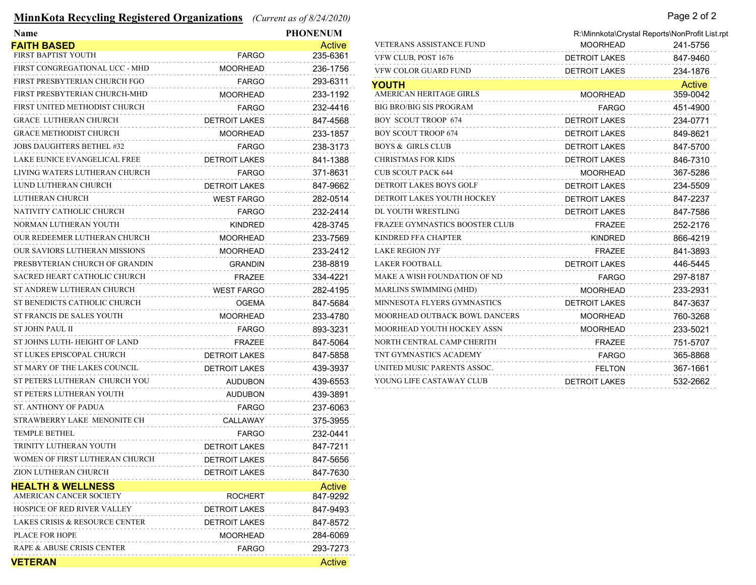# MinnKota Recycling Registered Organizations *(Current as of 8/24/2020)*

R:\Minnkota\Crystal Reports\NonProfit List.rpt

| Name | | PHONENUM |
|---|---|---|
| **FAITH BASED** | | Active |
| FIRST BAPTIST YOUTH | FARGO | 235-6361 |
| FIRST CONGREGATIONAL UCC - MHD | MOORHEAD | 236-1756 |
| FIRST PRESBYTERIAN CHURCH FGO | FARGO | 293-6311 |
| FIRST PRESBYTERIAN CHURCH-MHD | MOORHEAD | 233-1192 |
| FIRST UNITED METHODIST CHURCH | FARGO | 232-4416 |
| GRACE LUTHERAN CHURCH | DETROIT LAKES | 847-4568 |
| GRACE METHODIST CHURCH | MOORHEAD | 233-1857 |
| JOBS DAUGHTERS BETHEL #32 | FARGO | 238-3173 |
| LAKE EUNICE EVANGELICAL FREE | DETROIT LAKES | 841-1388 |
| LIVING WATERS LUTHERAN CHURCH | FARGO | 371-8631 |
| LUND LUTHERAN CHURCH | DETROIT LAKES | 847-9662 |
| LUTHERAN CHURCH | WEST FARGO | 282-0514 |
| NATIVITY CATHOLIC CHURCH | FARGO | 232-2414 |
| NORMAN LUTHERAN YOUTH | KINDRED | 428-3745 |
| OUR REDEEMER LUTHERAN CHURCH | MOORHEAD | 233-7569 |
| OUR SAVIORS LUTHERAN MISSIONS | MOORHEAD | 233-2412 |
| PRESBYTERIAN CHURCH OF GRANDIN | GRANDIN | 238-8819 |
| SACRED HEART CATHOLIC CHURCH | FRAZEE | 334-4221 |
| ST ANDREW LUTHERAN CHURCH | WEST FARGO | 282-4195 |
| ST BENEDICTS CATHOLIC CHURCH | OGEMA | 847-5684 |
| ST FRANCIS DE SALES YOUTH | MOORHEAD | 233-4780 |
| ST JOHN PAUL II | FARGO | 893-3231 |
| ST JOHNS LUTH- HEIGHT OF LAND | FRAZEE | 847-5064 |
| ST LUKES EPISCOPAL CHURCH | DETROIT LAKES | 847-5858 |
| ST MARY OF THE LAKES COUNCIL | DETROIT LAKES | 439-3937 |
| ST PETERS LUTHERAN CHURCH YOU | AUDUBON | 439-6553 |
| ST PETERS LUTHERAN YOUTH | AUDUBON | 439-3891 |
| ST. ANTHONY OF PADUA | FARGO | 237-6063 |
| STRAWBERRY LAKE MENONITE CH | CALLAWAY | 375-3955 |
| TEMPLE BETHEL | FARGO | 232-0441 |
| TRINITY LUTHERAN YOUTH | DETROIT LAKES | 847-7211 |
| WOMEN OF FIRST LUTHERAN CHURCH | DETROIT LAKES | 847-5656 |
| ZION LUTHERAN CHURCH | DETROIT LAKES | 847-7630 |
| **HEALTH & WELLNESS** | | Active |
| AMERICAN CANCER SOCIETY | ROCHERT | 847-9292 |
| HOSPICE OF RED RIVER VALLEY | DETROIT LAKES | 847-9493 |
| LAKES CRISIS & RESOURCE CENTER | DETROIT LAKES | 847-8572 |
| PLACE FOR HOPE | MOORHEAD | 284-6069 |
| RAPE & ABUSE CRISIS CENTER | FARGO | 293-7273 |
| **VETERAN** | | Active |
| VETERANS ASSISTANCE FUND | MOORHEAD | 241-5756 |
| VFW CLUB, POST 1676 | DETROIT LAKES | 847-9460 |
| VFW COLOR GUARD FUND | DETROIT LAKES | 234-1876 |
| **YOUTH** | | Active |
| AMERICAN HERITAGE GIRLS | MOORHEAD | 359-0042 |
| BIG BRO/BIG SIS PROGRAM | FARGO | 451-4900 |
| BOY SCOUT TROOP 674 | DETROIT LAKES | 234-0771 |
| BOY SCOUT TROOP 674 | DETROIT LAKES | 849-8621 |
| BOYS & GIRLS CLUB | DETROIT LAKES | 847-5700 |
| CHRISTMAS FOR KIDS | DETROIT LAKES | 846-7310 |
| CUB SCOUT PACK 644 | MOORHEAD | 367-5286 |
| DETROIT LAKES BOYS GOLF | DETROIT LAKES | 234-5509 |
| DETROIT LAKES YOUTH HOCKEY | DETROIT LAKES | 847-2237 |
| DL YOUTH WRESTLING | DETROIT LAKES | 847-7586 |
| FRAZEE GYMNASTICS BOOSTER CLUB | FRAZEE | 252-2176 |
| KINDRED FFA CHAPTER | KINDRED | 866-4219 |
| LAKE REGION JYF | FRAZEE | 841-3893 |
| LAKER FOOTBALL | DETROIT LAKES | 446-5445 |
| MAKE A WISH FOUNDATION OF ND | FARGO | 297-8187 |
| MARLINS SWIMMING (MHD) | MOORHEAD | 233-2931 |
| MINNESOTA FLYERS GYMNASTICS | DETROIT LAKES | 847-3637 |
| MOORHEAD OUTBACK BOWL DANCERS | MOORHEAD | 760-3268 |
| MOORHEAD YOUTH HOCKEY ASSN | MOORHEAD | 233-5021 |
| NORTH CENTRAL CAMP CHERITH | FRAZEE | 751-5707 |
| TNT GYMNASTICS ACADEMY | FARGO | 365-8868 |
| UNITED MUSIC PARENTS ASSOC. | FELTON | 367-1661 |
| YOUNG LIFE CASTAWAY CLUB | DETROIT LAKES | 532-2662 |